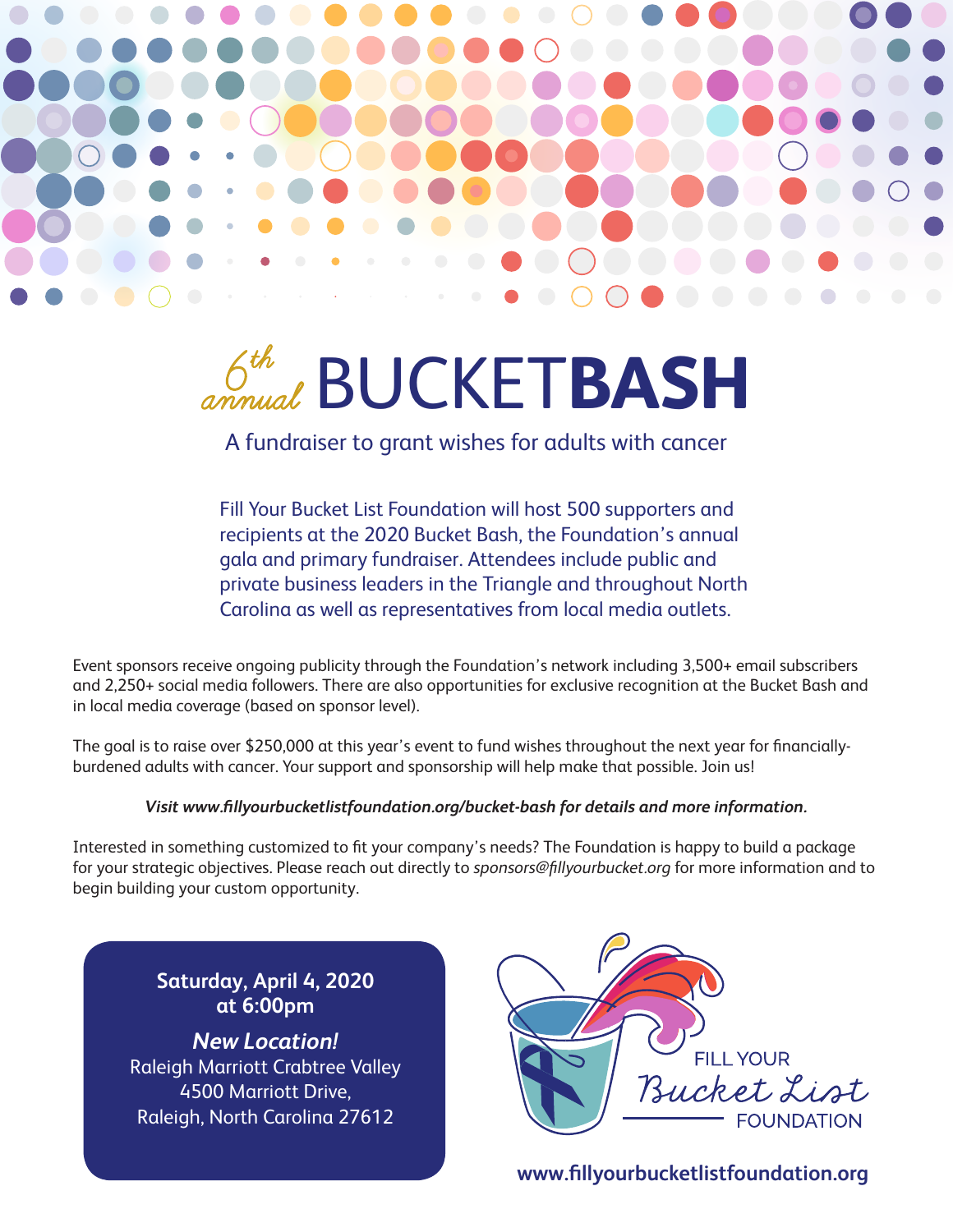# 6th annual BUCKET**BASH**

A fundraiser to grant wishes for adults with cancer

Fill Your Bucket List Foundation will host 500 supporters and recipients at the 2020 Bucket Bash, the Foundation's annual gala and primary fundraiser. Attendees include public and private business leaders in the Triangle and throughout North Carolina as well as representatives from local media outlets.

Event sponsors receive ongoing publicity through the Foundation's network including 3,500+ email subscribers and 2,250+ social media followers. There are also opportunities for exclusive recognition at the Bucket Bash and in local media coverage (based on sponsor level).

The goal is to raise over $250,000 at this year's event to fund wishes throughout the next year for financially-burdened adults with cancer. Your support and sponsorship will help make that possible. Join us!

***Visit www.fillyourbucketlistfoundation.org/bucket-bash for details and more information.***

Interested in something customized to fit your company's needs? The Foundation is happy to build a package for your strategic objectives. Please reach out directly to *sponsors@fillyourbucket.org* for more information and to begin building your custom opportunity.

**Saturday, April 4, 2020**
**at 6:00pm**

***New Location!***
Raleigh Marriott Crabtree Valley
4500 Marriott Drive,
Raleigh, North Carolina 27612

FILL YOUR Bucket List FOUNDATION

**www.fillyourbucketlistfoundation.org**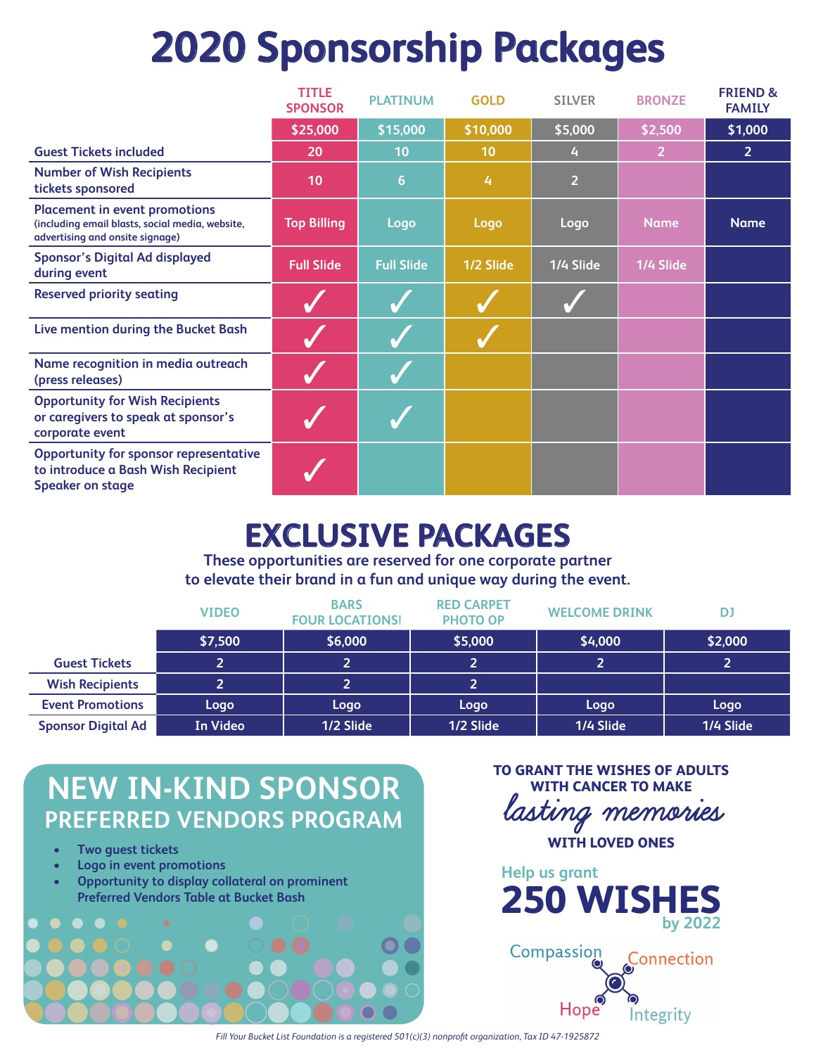# 2020 Sponsorship Packages

| | TITLE SPONSOR | PLATINUM | GOLD | SILVER | BRONZE | FRIEND & FAMILY |
|---|---|---|---|---|---|---|
| | $25,000 | $15,000 | $10,000 | $5,000 | $2,500 | $1,000 |
| Guest Tickets included | 20 | 10 | 10 | 4 | 2 | 2 |
| Number of Wish Recipients tickets sponsored | 10 | 6 | 4 | 2 | | |
| Placement in event promotions (including email blasts, social media, website, advertising and onsite signage) | Top Billing | Logo | Logo | Logo | Name | Name |
| Sponsor's Digital Ad displayed during event | Full Slide | Full Slide | 1/2 Slide | 1/4 Slide | 1/4 Slide | |
| Reserved priority seating | ✓ | ✓ | ✓ | ✓ | | |
| Live mention during the Bucket Bash | ✓ | ✓ | ✓ | | | |
| Name recognition in media outreach (press releases) | ✓ | ✓ | | | | |
| Opportunity for Wish Recipients or caregivers to speak at sponsor's corporate event | ✓ | ✓ | | | | |
| Opportunity for sponsor representative to introduce a Bash Wish Recipient Speaker on stage | ✓ | | | | | |

# EXCLUSIVE PACKAGES

These opportunities are reserved for one corporate partner to elevate their brand in a fun and unique way during the event.

| | VIDEO | BARS FOUR LOCATIONS! | RED CARPET PHOTO OP | WELCOME DRINK | DJ |
|---|---|---|---|---|---|
| | $7,500 | $6,000 | $5,000 | $4,000 | $2,000 |
| Guest Tickets | 2 | 2 | 2 | 2 | 2 |
| Wish Recipients | 2 | 2 | 2 | | |
| Event Promotions | Logo | Logo | Logo | Logo | Logo |
| Sponsor Digital Ad | In Video | 1/2 Slide | 1/2 Slide | 1/4 Slide | 1/4 Slide |

## NEW IN-KIND SPONSOR PREFERRED VENDORS PROGRAM

- Two guest tickets
- Logo in event promotions
- Opportunity to display collateral on prominent Preferred Vendors Table at Bucket Bash

TO GRANT THE WISHES OF ADULTS WITH CANCER TO MAKE *lasting memories* WITH LOVED ONES

Help us grant **250 WISHES** by 2022

Compassion · Connection · Hope · Integrity

*Fill Your Bucket List Foundation is a registered 501(c)(3) nonprofit organization, Tax ID 47-1925872*